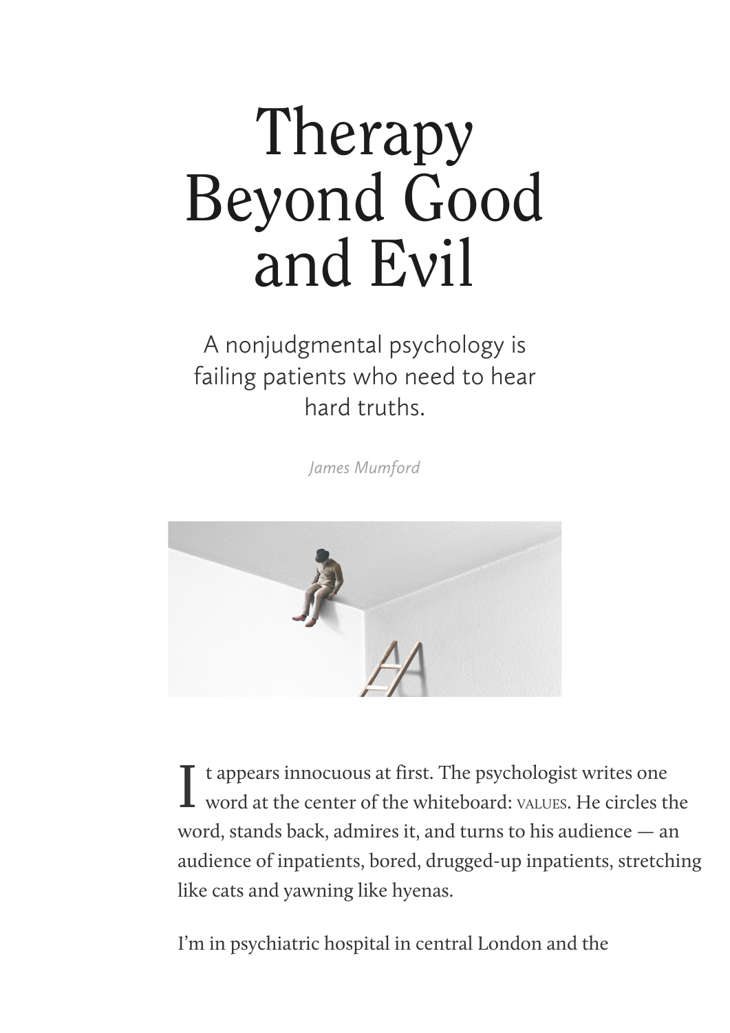# Therapy Beyond Good and Evil

A nonjudgmental psychology is failing patients who need to hear hard truths.

*James Mumford*

It appears innocuous at first. The psychologist writes one word at the center of the whiteboard: VALUES. He circles the word, stands back, admires it, and turns to his audience — an audience of inpatients, bored, drugged-up inpatients, stretching like cats and yawning like hyenas.

I'm in psychiatric hospital in central London and the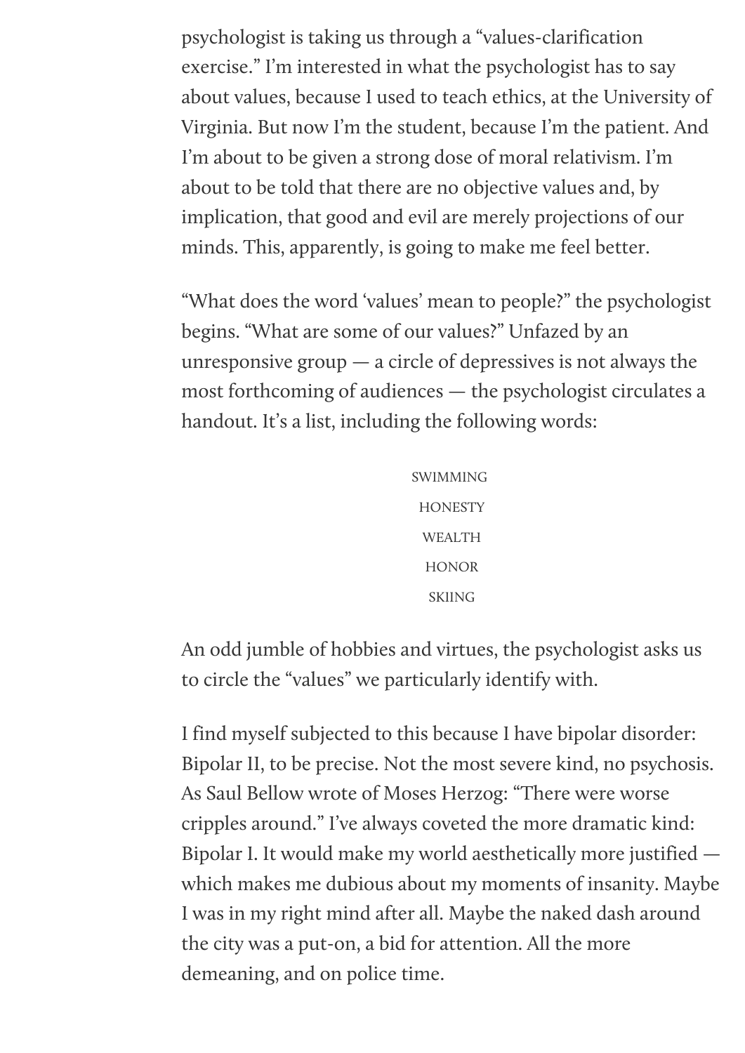psychologist is taking us through a “values-clarification exercise.” I’m interested in what the psychologist has to say about values, because I used to teach ethics, at the University of Virginia. But now I’m the student, because I’m the patient. And I’m about to be given a strong dose of moral relativism. I’m about to be told that there are no objective values and, by implication, that good and evil are merely projections of our minds. This, apparently, is going to make me feel better.

“What does the word ‘values’ mean to people?” the psychologist begins. “What are some of our values?” Unfazed by an unresponsive group — a circle of depressives is not always the most forthcoming of audiences — the psychologist circulates a handout. It’s a list, including the following words:

SWIMMING

HONESTY

WEALTH

HONOR

SKIING

An odd jumble of hobbies and virtues, the psychologist asks us to circle the “values” we particularly identify with.

I find myself subjected to this because I have bipolar disorder: Bipolar II, to be precise. Not the most severe kind, no psychosis. As Saul Bellow wrote of Moses Herzog: “There were worse cripples around.” I’ve always coveted the more dramatic kind: Bipolar I. It would make my world aesthetically more justified — which makes me dubious about my moments of insanity. Maybe I was in my right mind after all. Maybe the naked dash around the city was a put-on, a bid for attention. All the more demeaning, and on police time.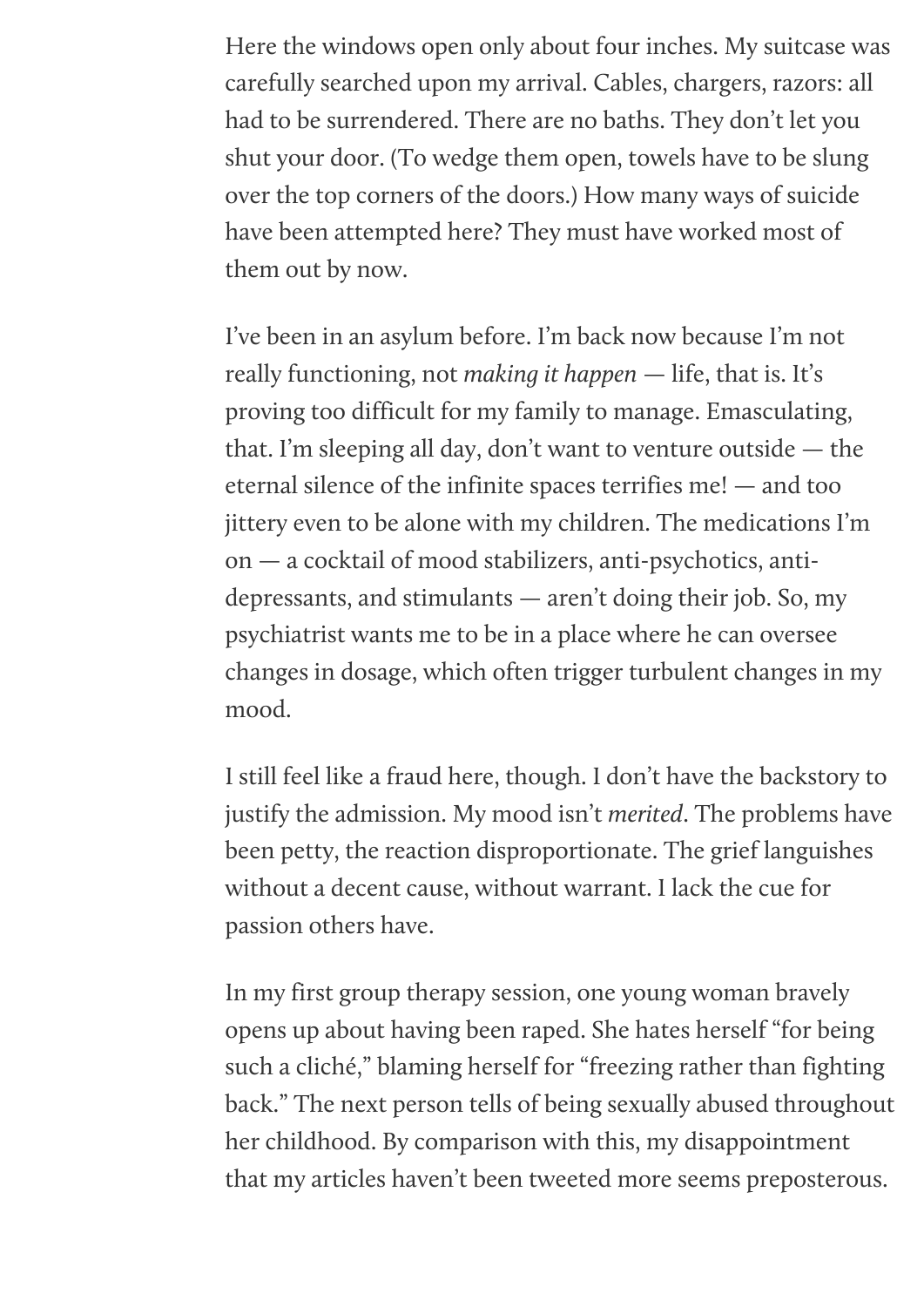Here the windows open only about four inches. My suitcase was carefully searched upon my arrival. Cables, chargers, razors: all had to be surrendered. There are no baths. They don't let you shut your door. (To wedge them open, towels have to be slung over the top corners of the doors.) How many ways of suicide have been attempted here? They must have worked most of them out by now.

I've been in an asylum before. I'm back now because I'm not really functioning, not *making it happen* — life, that is. It's proving too difficult for my family to manage. Emasculating, that. I'm sleeping all day, don't want to venture outside — the eternal silence of the infinite spaces terrifies me! — and too jittery even to be alone with my children. The medications I'm on — a cocktail of mood stabilizers, anti-psychotics, anti-depressants, and stimulants — aren't doing their job. So, my psychiatrist wants me to be in a place where he can oversee changes in dosage, which often trigger turbulent changes in my mood.

I still feel like a fraud here, though. I don't have the backstory to justify the admission. My mood isn't *merited*. The problems have been petty, the reaction disproportionate. The grief languishes without a decent cause, without warrant. I lack the cue for passion others have.

In my first group therapy session, one young woman bravely opens up about having been raped. She hates herself "for being such a cliché," blaming herself for "freezing rather than fighting back." The next person tells of being sexually abused throughout her childhood. By comparison with this, my disappointment that my articles haven't been tweeted more seems preposterous.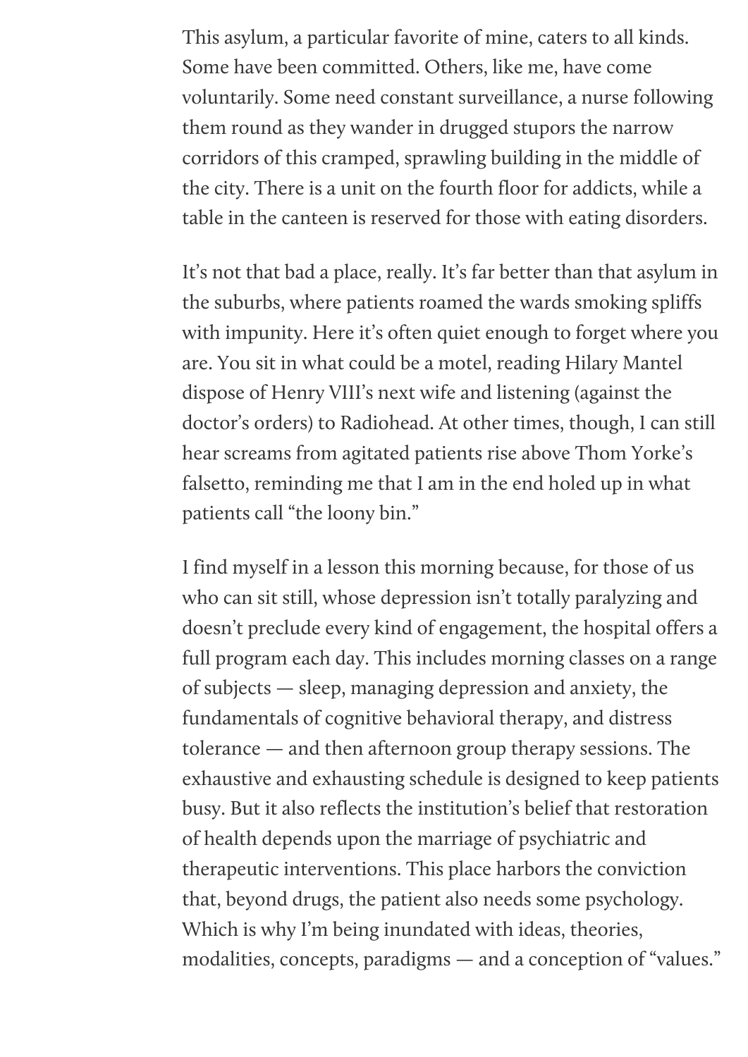This asylum, a particular favorite of mine, caters to all kinds. Some have been committed. Others, like me, have come voluntarily. Some need constant surveillance, a nurse following them round as they wander in drugged stupors the narrow corridors of this cramped, sprawling building in the middle of the city. There is a unit on the fourth floor for addicts, while a table in the canteen is reserved for those with eating disorders.

It's not that bad a place, really. It's far better than that asylum in the suburbs, where patients roamed the wards smoking spliffs with impunity. Here it's often quiet enough to forget where you are. You sit in what could be a motel, reading Hilary Mantel dispose of Henry VIII's next wife and listening (against the doctor's orders) to Radiohead. At other times, though, I can still hear screams from agitated patients rise above Thom Yorke's falsetto, reminding me that I am in the end holed up in what patients call "the loony bin."

I find myself in a lesson this morning because, for those of us who can sit still, whose depression isn't totally paralyzing and doesn't preclude every kind of engagement, the hospital offers a full program each day. This includes morning classes on a range of subjects — sleep, managing depression and anxiety, the fundamentals of cognitive behavioral therapy, and distress tolerance — and then afternoon group therapy sessions. The exhaustive and exhausting schedule is designed to keep patients busy. But it also reflects the institution's belief that restoration of health depends upon the marriage of psychiatric and therapeutic interventions. This place harbors the conviction that, beyond drugs, the patient also needs some psychology. Which is why I'm being inundated with ideas, theories, modalities, concepts, paradigms — and a conception of "values."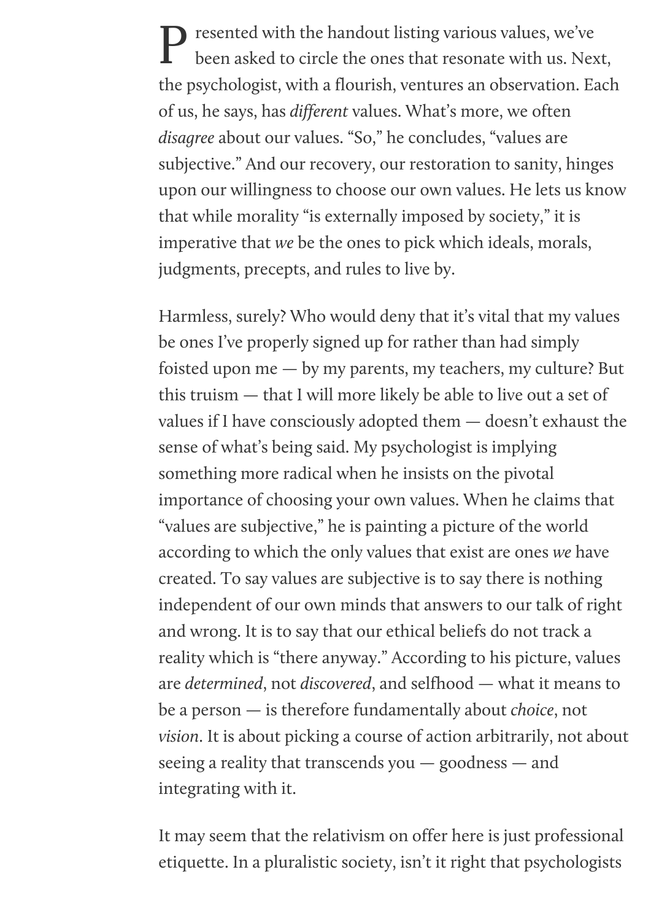Presented with the handout listing various values, we've been asked to circle the ones that resonate with us. Next, the psychologist, with a flourish, ventures an observation. Each of us, he says, has *different* values. What's more, we often *disagree* about our values. "So," he concludes, "values are subjective." And our recovery, our restoration to sanity, hinges upon our willingness to choose our own values. He lets us know that while morality "is externally imposed by society," it is imperative that *we* be the ones to pick which ideals, morals, judgments, precepts, and rules to live by.

Harmless, surely? Who would deny that it's vital that my values be ones I've properly signed up for rather than had simply foisted upon me — by my parents, my teachers, my culture? But this truism — that I will more likely be able to live out a set of values if I have consciously adopted them — doesn't exhaust the sense of what's being said. My psychologist is implying something more radical when he insists on the pivotal importance of choosing your own values. When he claims that "values are subjective," he is painting a picture of the world according to which the only values that exist are ones *we* have created. To say values are subjective is to say there is nothing independent of our own minds that answers to our talk of right and wrong. It is to say that our ethical beliefs do not track a reality which is "there anyway." According to his picture, values are *determined*, not *discovered*, and selfhood — what it means to be a person — is therefore fundamentally about *choice*, not *vision*. It is about picking a course of action arbitrarily, not about seeing a reality that transcends you — goodness — and integrating with it.

It may seem that the relativism on offer here is just professional etiquette. In a pluralistic society, isn't it right that psychologists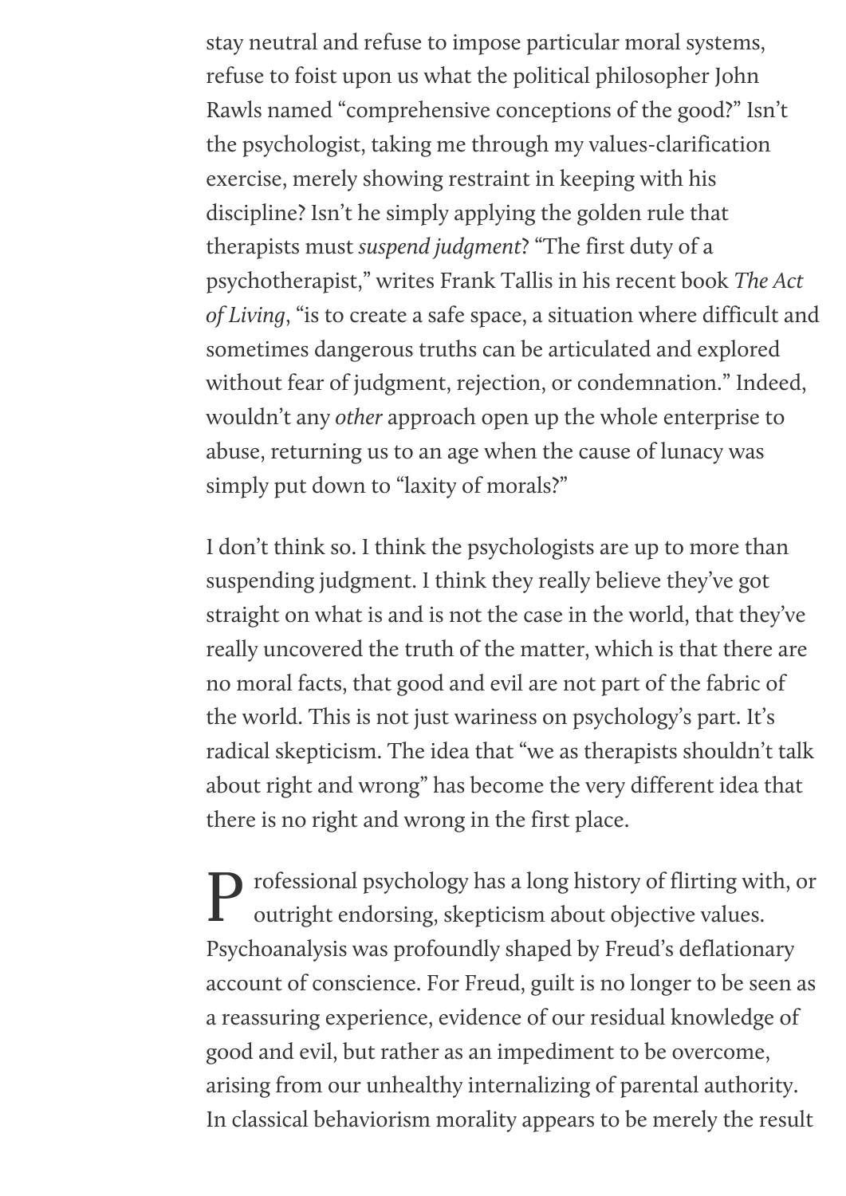stay neutral and refuse to impose particular moral systems, refuse to foist upon us what the political philosopher John Rawls named "comprehensive conceptions of the good?" Isn't the psychologist, taking me through my values-clarification exercise, merely showing restraint in keeping with his discipline? Isn't he simply applying the golden rule that therapists must *suspend judgment*? "The first duty of a psychotherapist," writes Frank Tallis in his recent book *The Act of Living*, "is to create a safe space, a situation where difficult and sometimes dangerous truths can be articulated and explored without fear of judgment, rejection, or condemnation." Indeed, wouldn't any *other* approach open up the whole enterprise to abuse, returning us to an age when the cause of lunacy was simply put down to "laxity of morals?"

I don't think so. I think the psychologists are up to more than suspending judgment. I think they really believe they've got straight on what is and is not the case in the world, that they've really uncovered the truth of the matter, which is that there are no moral facts, that good and evil are not part of the fabric of the world. This is not just wariness on psychology's part. It's radical skepticism. The idea that "we as therapists shouldn't talk about right and wrong" has become the very different idea that there is no right and wrong in the first place.

Professional psychology has a long history of flirting with, or outright endorsing, skepticism about objective values. Psychoanalysis was profoundly shaped by Freud's deflationary account of conscience. For Freud, guilt is no longer to be seen as a reassuring experience, evidence of our residual knowledge of good and evil, but rather as an impediment to be overcome, arising from our unhealthy internalizing of parental authority. In classical behaviorism morality appears to be merely the result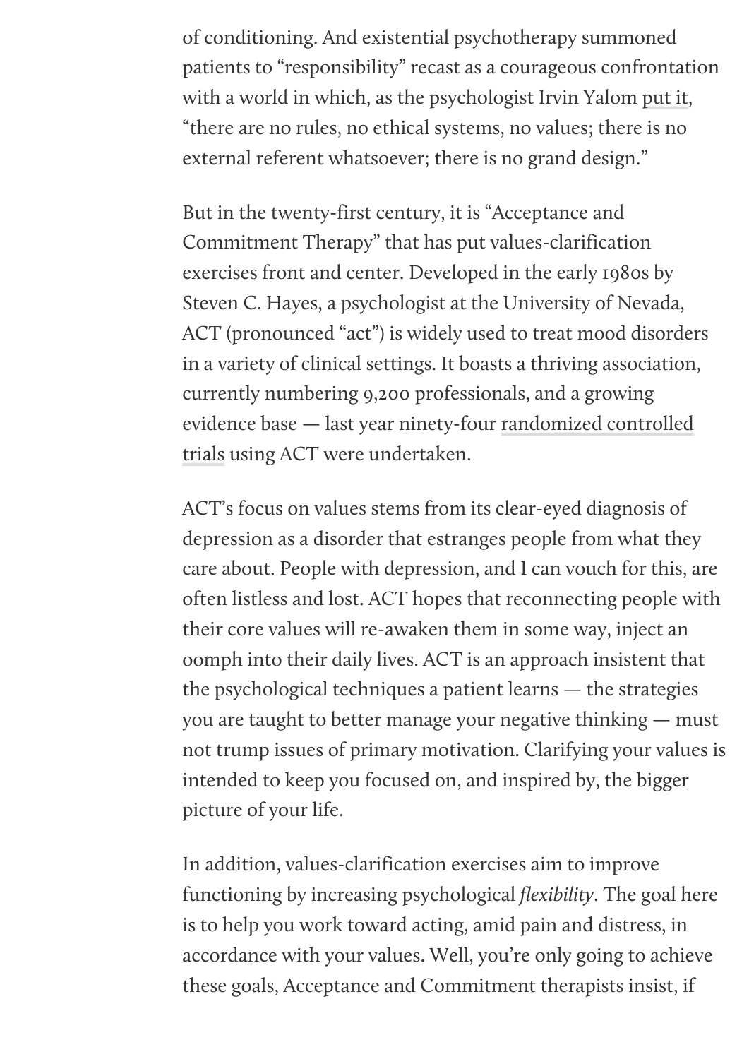of conditioning. And existential psychotherapy summoned patients to "responsibility" recast as a courageous confrontation with a world in which, as the psychologist Irvin Yalom put it, "there are no rules, no ethical systems, no values; there is no external referent whatsoever; there is no grand design."

But in the twenty-first century, it is "Acceptance and Commitment Therapy" that has put values-clarification exercises front and center. Developed in the early 1980s by Steven C. Hayes, a psychologist at the University of Nevada, ACT (pronounced "act") is widely used to treat mood disorders in a variety of clinical settings. It boasts a thriving association, currently numbering 9,200 professionals, and a growing evidence base — last year ninety-four randomized controlled trials using ACT were undertaken.

ACT's focus on values stems from its clear-eyed diagnosis of depression as a disorder that estranges people from what they care about. People with depression, and I can vouch for this, are often listless and lost. ACT hopes that reconnecting people with their core values will re-awaken them in some way, inject an oomph into their daily lives. ACT is an approach insistent that the psychological techniques a patient learns — the strategies you are taught to better manage your negative thinking — must not trump issues of primary motivation. Clarifying your values is intended to keep you focused on, and inspired by, the bigger picture of your life.

In addition, values-clarification exercises aim to improve functioning by increasing psychological *flexibility*. The goal here is to help you work toward acting, amid pain and distress, in accordance with your values. Well, you're only going to achieve these goals, Acceptance and Commitment therapists insist, if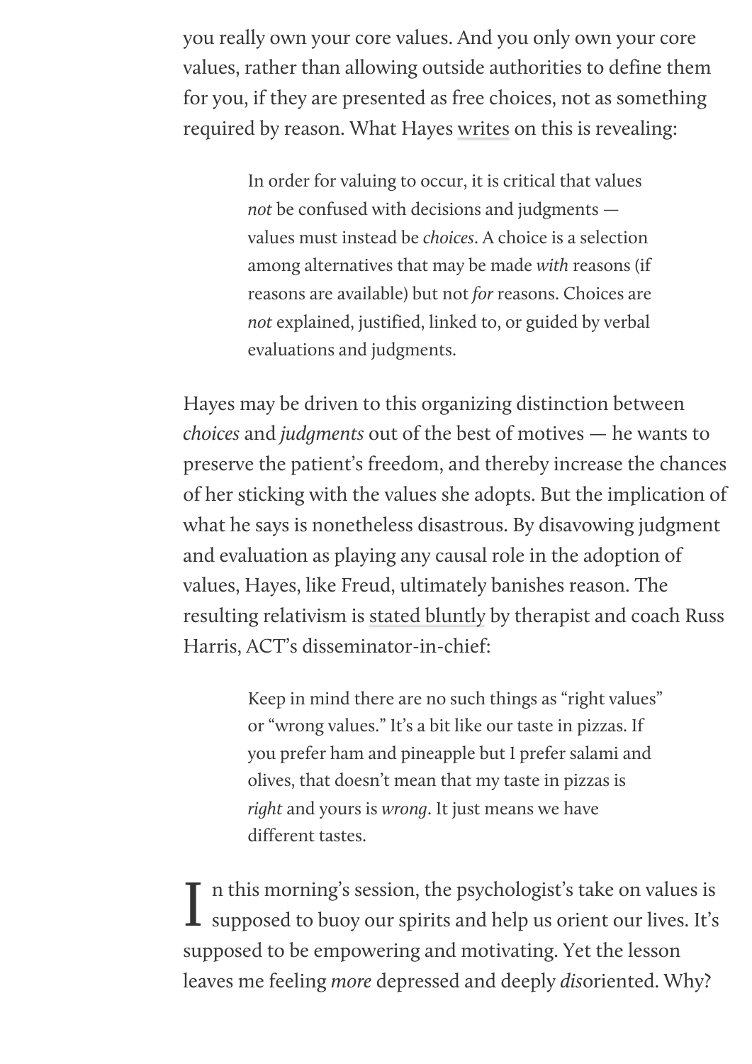you really own your core values. And you only own your core values, rather than allowing outside authorities to define them for you, if they are presented as free choices, not as something required by reason. What Hayes writes on this is revealing:

> In order for valuing to occur, it is critical that values *not* be confused with decisions and judgments — values must instead be *choices*. A choice is a selection among alternatives that may be made *with* reasons (if reasons are available) but not *for* reasons. Choices are *not* explained, justified, linked to, or guided by verbal evaluations and judgments.

Hayes may be driven to this organizing distinction between *choices* and *judgments* out of the best of motives — he wants to preserve the patient's freedom, and thereby increase the chances of her sticking with the values she adopts. But the implication of what he says is nonetheless disastrous. By disavowing judgment and evaluation as playing any causal role in the adoption of values, Hayes, like Freud, ultimately banishes reason. The resulting relativism is stated bluntly by therapist and coach Russ Harris, ACT's disseminator-in-chief:

> Keep in mind there are no such things as "right values" or "wrong values." It's a bit like our taste in pizzas. If you prefer ham and pineapple but I prefer salami and olives, that doesn't mean that my taste in pizzas is *right* and yours is *wrong*. It just means we have different tastes.

In this morning's session, the psychologist's take on values is supposed to buoy our spirits and help us orient our lives. It's supposed to be empowering and motivating. Yet the lesson leaves me feeling *more* depressed and deeply *dis*oriented. Why?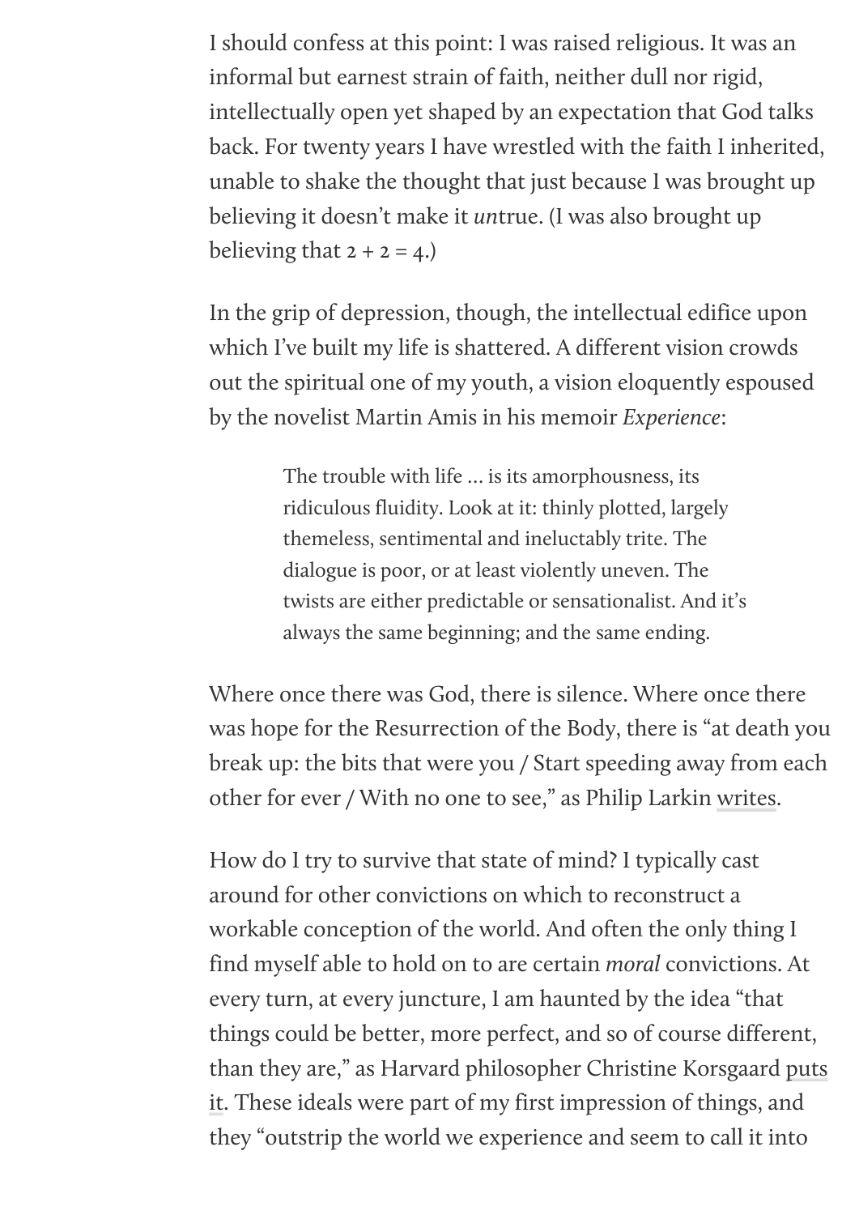I should confess at this point: I was raised religious. It was an informal but earnest strain of faith, neither dull nor rigid, intellectually open yet shaped by an expectation that God talks back. For twenty years I have wrestled with the faith I inherited, unable to shake the thought that just because I was brought up believing it doesn't make it *un*true. (I was also brought up believing that 2 + 2 = 4.)

In the grip of depression, though, the intellectual edifice upon which I've built my life is shattered. A different vision crowds out the spiritual one of my youth, a vision eloquently espoused by the novelist Martin Amis in his memoir *Experience*:

> The trouble with life … is its amorphousness, its ridiculous fluidity. Look at it: thinly plotted, largely themeless, sentimental and ineluctably trite. The dialogue is poor, or at least violently uneven. The twists are either predictable or sensationalist. And it's always the same beginning; and the same ending.

Where once there was God, there is silence. Where once there was hope for the Resurrection of the Body, there is "at death you break up: the bits that were you / Start speeding away from each other for ever / With no one to see," as Philip Larkin writes.

How do I try to survive that state of mind? I typically cast around for other convictions on which to reconstruct a workable conception of the world. And often the only thing I find myself able to hold on to are certain *moral* convictions. At every turn, at every juncture, I am haunted by the idea "that things could be better, more perfect, and so of course different, than they are," as Harvard philosopher Christine Korsgaard puts it. These ideals were part of my first impression of things, and they "outstrip the world we experience and seem to call it into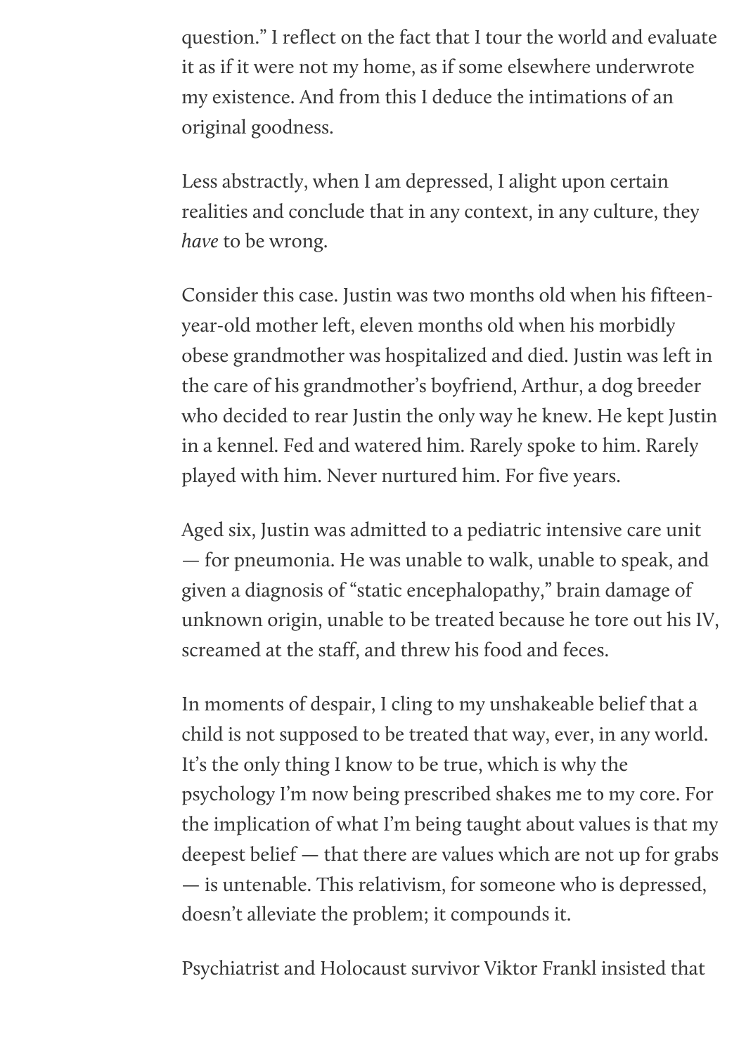question." I reflect on the fact that I tour the world and evaluate it as if it were not my home, as if some elsewhere underwrote my existence. And from this I deduce the intimations of an original goodness.

Less abstractly, when I am depressed, I alight upon certain realities and conclude that in any context, in any culture, they *have* to be wrong.

Consider this case. Justin was two months old when his fifteen-year-old mother left, eleven months old when his morbidly obese grandmother was hospitalized and died. Justin was left in the care of his grandmother's boyfriend, Arthur, a dog breeder who decided to rear Justin the only way he knew. He kept Justin in a kennel. Fed and watered him. Rarely spoke to him. Rarely played with him. Never nurtured him. For five years.

Aged six, Justin was admitted to a pediatric intensive care unit — for pneumonia. He was unable to walk, unable to speak, and given a diagnosis of "static encephalopathy," brain damage of unknown origin, unable to be treated because he tore out his IV, screamed at the staff, and threw his food and feces.

In moments of despair, I cling to my unshakeable belief that a child is not supposed to be treated that way, ever, in any world. It's the only thing I know to be true, which is why the psychology I'm now being prescribed shakes me to my core. For the implication of what I'm being taught about values is that my deepest belief — that there are values which are not up for grabs — is untenable. This relativism, for someone who is depressed, doesn't alleviate the problem; it compounds it.

Psychiatrist and Holocaust survivor Viktor Frankl insisted that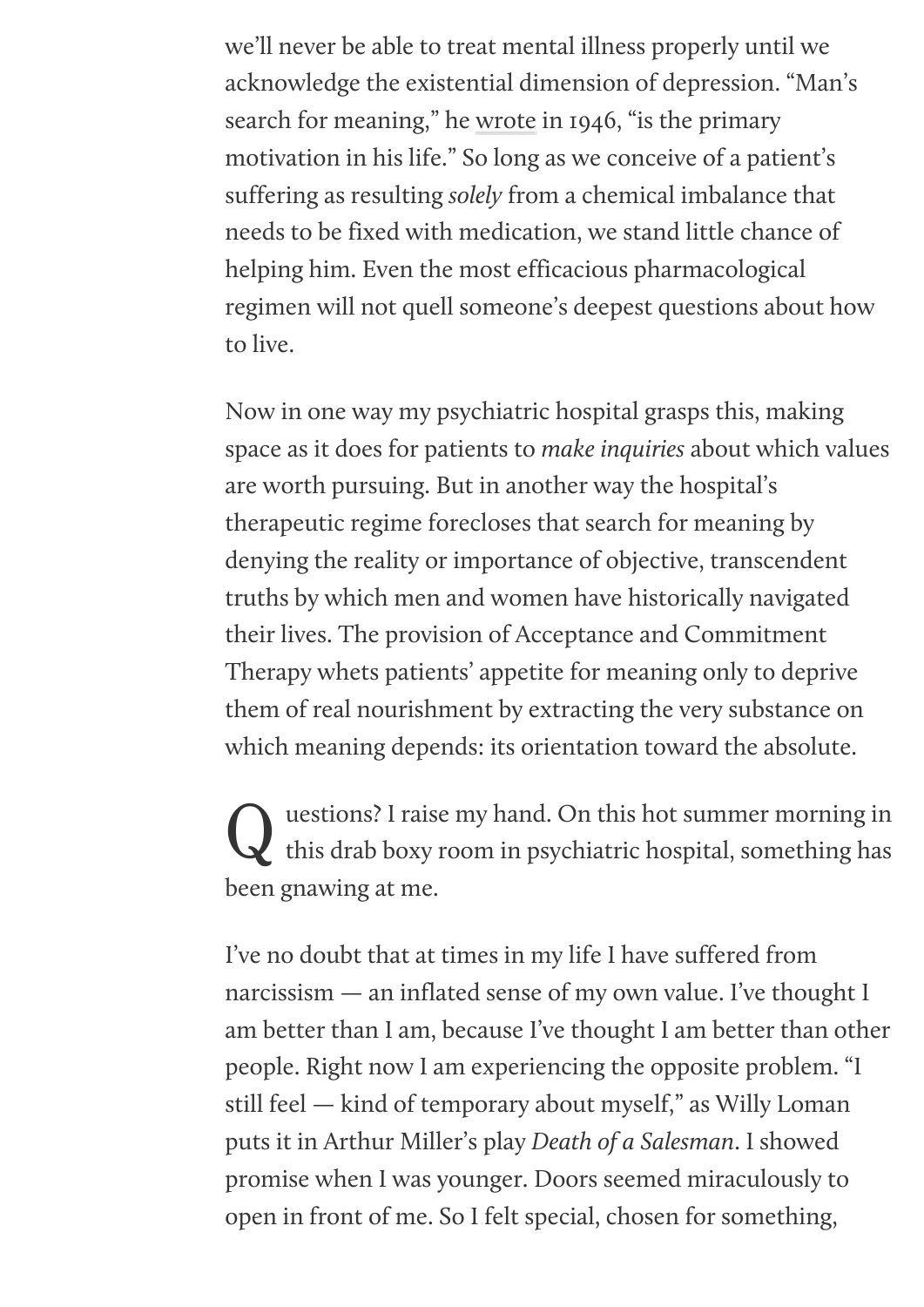we'll never be able to treat mental illness properly until we acknowledge the existential dimension of depression. "Man's search for meaning," he wrote in 1946, "is the primary motivation in his life." So long as we conceive of a patient's suffering as resulting *solely* from a chemical imbalance that needs to be fixed with medication, we stand little chance of helping him. Even the most efficacious pharmacological regimen will not quell someone's deepest questions about how to live.

Now in one way my psychiatric hospital grasps this, making space as it does for patients to *make inquiries* about which values are worth pursuing. But in another way the hospital's therapeutic regime forecloses that search for meaning by denying the reality or importance of objective, transcendent truths by which men and women have historically navigated their lives. The provision of Acceptance and Commitment Therapy whets patients' appetite for meaning only to deprive them of real nourishment by extracting the very substance on which meaning depends: its orientation toward the absolute.

Questions? I raise my hand. On this hot summer morning in this drab boxy room in psychiatric hospital, something has been gnawing at me.

I've no doubt that at times in my life I have suffered from narcissism — an inflated sense of my own value. I've thought I am better than I am, because I've thought I am better than other people. Right now I am experiencing the opposite problem. "I still feel — kind of temporary about myself," as Willy Loman puts it in Arthur Miller's play *Death of a Salesman*. I showed promise when I was younger. Doors seemed miraculously to open in front of me. So I felt special, chosen for something,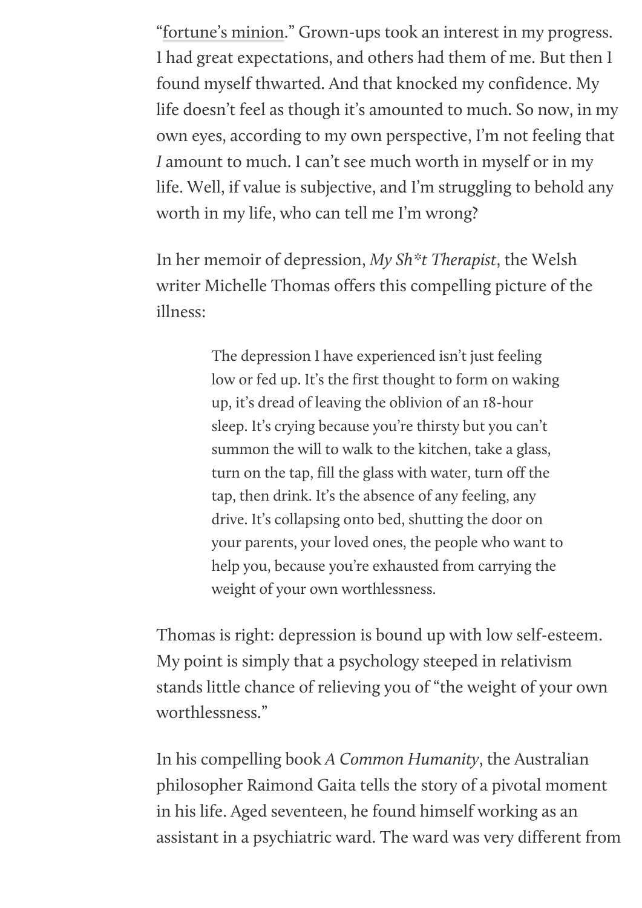"fortune's minion." Grown-ups took an interest in my progress. I had great expectations, and others had them of me. But then I found myself thwarted. And that knocked my confidence. My life doesn't feel as though it's amounted to much. So now, in my own eyes, according to my own perspective, I'm not feeling that *I* amount to much. I can't see much worth in myself or in my life. Well, if value is subjective, and I'm struggling to behold any worth in my life, who can tell me I'm wrong?

In her memoir of depression, *My Sh*t Therapist*, the Welsh writer Michelle Thomas offers this compelling picture of the illness:

> The depression I have experienced isn't just feeling low or fed up. It's the first thought to form on waking up, it's dread of leaving the oblivion of an 18-hour sleep. It's crying because you're thirsty but you can't summon the will to walk to the kitchen, take a glass, turn on the tap, fill the glass with water, turn off the tap, then drink. It's the absence of any feeling, any drive. It's collapsing onto bed, shutting the door on your parents, your loved ones, the people who want to help you, because you're exhausted from carrying the weight of your own worthlessness.

Thomas is right: depression is bound up with low self-esteem. My point is simply that a psychology steeped in relativism stands little chance of relieving you of "the weight of your own worthlessness."

In his compelling book *A Common Humanity*, the Australian philosopher Raimond Gaita tells the story of a pivotal moment in his life. Aged seventeen, he found himself working as an assistant in a psychiatric ward. The ward was very different from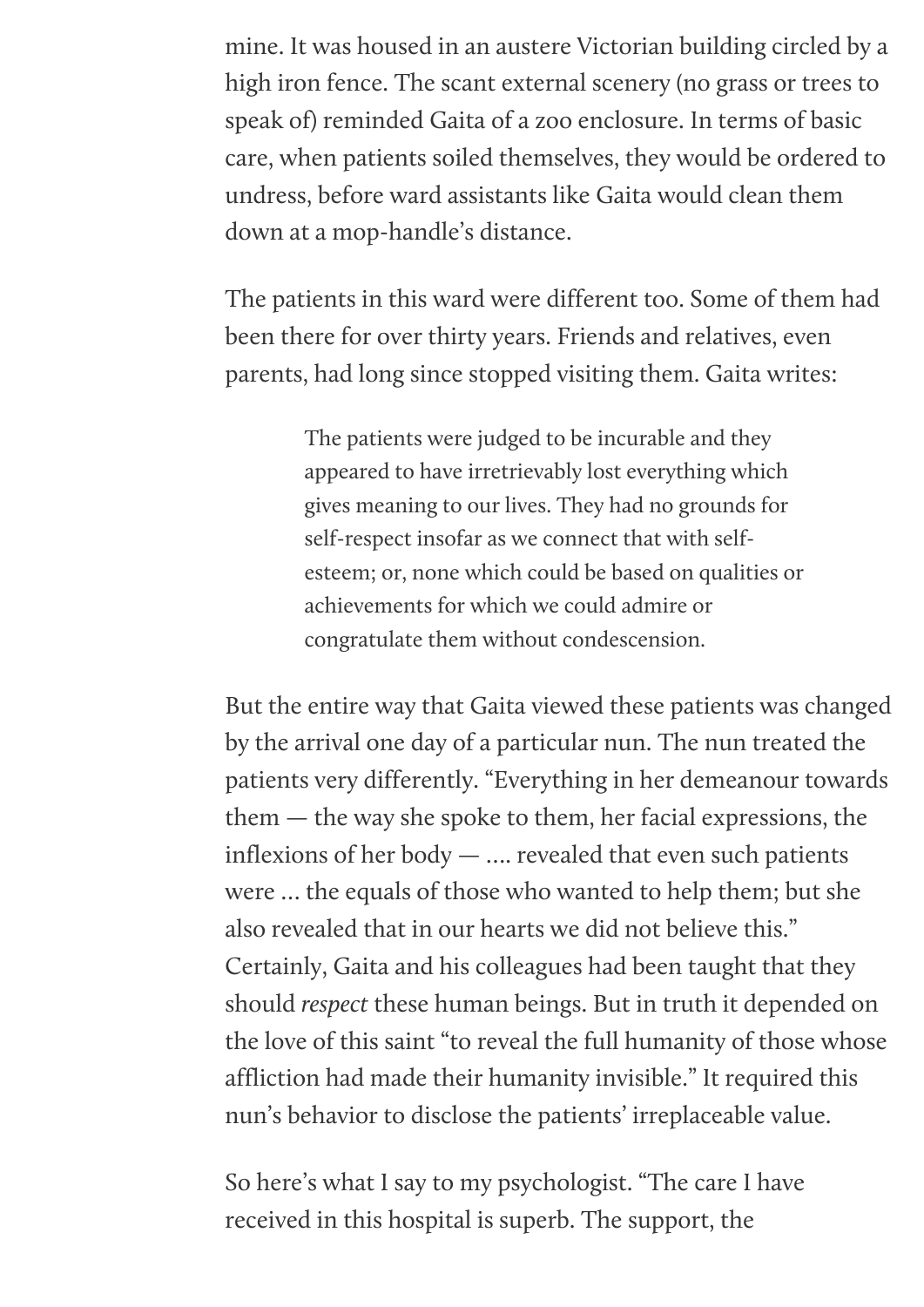mine. It was housed in an austere Victorian building circled by a high iron fence. The scant external scenery (no grass or trees to speak of) reminded Gaita of a zoo enclosure. In terms of basic care, when patients soiled themselves, they would be ordered to undress, before ward assistants like Gaita would clean them down at a mop-handle's distance.

The patients in this ward were different too. Some of them had been there for over thirty years. Friends and relatives, even parents, had long since stopped visiting them. Gaita writes:

> The patients were judged to be incurable and they appeared to have irretrievably lost everything which gives meaning to our lives. They had no grounds for self-respect insofar as we connect that with self-esteem; or, none which could be based on qualities or achievements for which we could admire or congratulate them without condescension.

But the entire way that Gaita viewed these patients was changed by the arrival one day of a particular nun. The nun treated the patients very differently. "Everything in her demeanour towards them — the way she spoke to them, her facial expressions, the inflexions of her body — …. revealed that even such patients were … the equals of those who wanted to help them; but she also revealed that in our hearts we did not believe this." Certainly, Gaita and his colleagues had been taught that they should *respect* these human beings. But in truth it depended on the love of this saint "to reveal the full humanity of those whose affliction had made their humanity invisible." It required this nun's behavior to disclose the patients' irreplaceable value.

So here's what I say to my psychologist. "The care I have received in this hospital is superb. The support, the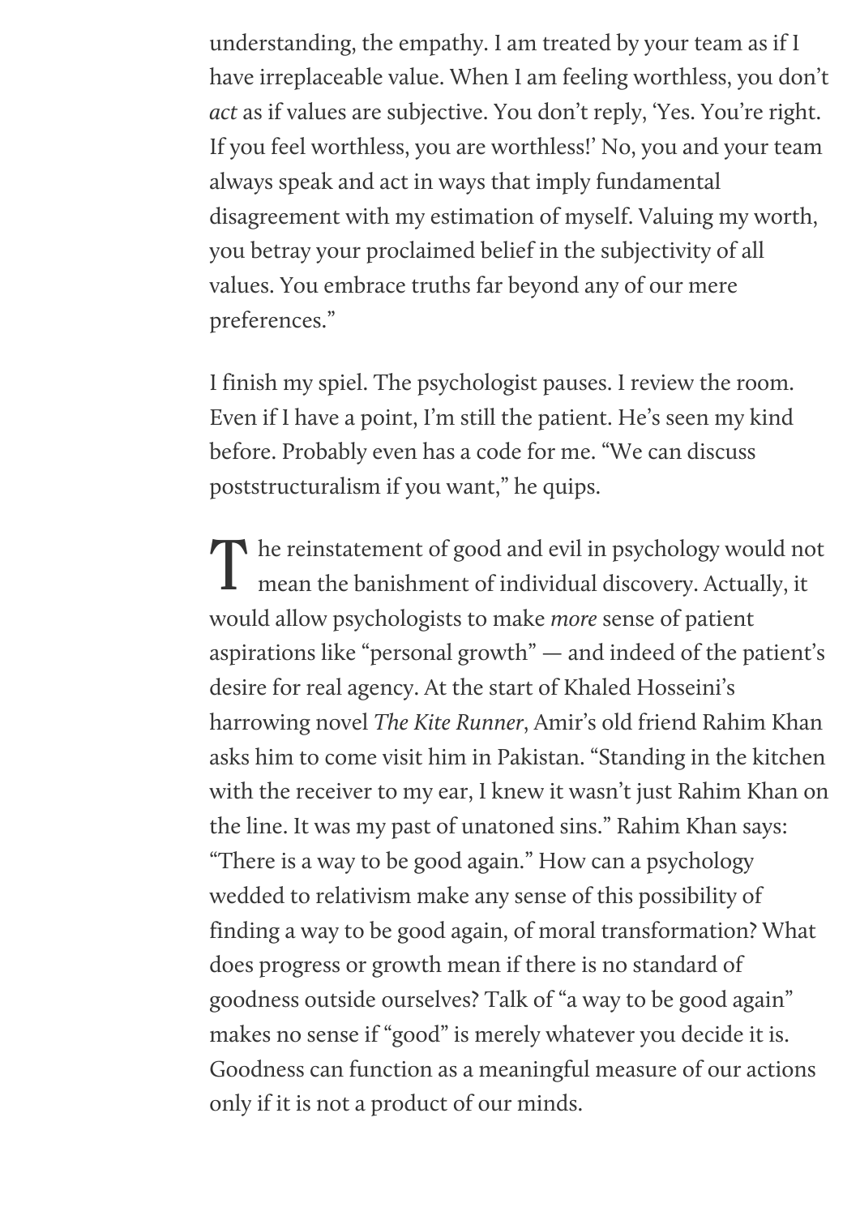understanding, the empathy. I am treated by your team as if I have irreplaceable value. When I am feeling worthless, you don't *act* as if values are subjective. You don't reply, 'Yes. You're right. If you feel worthless, you are worthless!' No, you and your team always speak and act in ways that imply fundamental disagreement with my estimation of myself. Valuing my worth, you betray your proclaimed belief in the subjectivity of all values. You embrace truths far beyond any of our mere preferences."

I finish my spiel. The psychologist pauses. I review the room. Even if I have a point, I'm still the patient. He's seen my kind before. Probably even has a code for me. "We can discuss poststructuralism if you want," he quips.

The reinstatement of good and evil in psychology would not mean the banishment of individual discovery. Actually, it would allow psychologists to make *more* sense of patient aspirations like "personal growth" — and indeed of the patient's desire for real agency. At the start of Khaled Hosseini's harrowing novel *The Kite Runner*, Amir's old friend Rahim Khan asks him to come visit him in Pakistan. "Standing in the kitchen with the receiver to my ear, I knew it wasn't just Rahim Khan on the line. It was my past of unatoned sins." Rahim Khan says: "There is a way to be good again." How can a psychology wedded to relativism make any sense of this possibility of finding a way to be good again, of moral transformation? What does progress or growth mean if there is no standard of goodness outside ourselves? Talk of "a way to be good again" makes no sense if "good" is merely whatever you decide it is. Goodness can function as a meaningful measure of our actions only if it is not a product of our minds.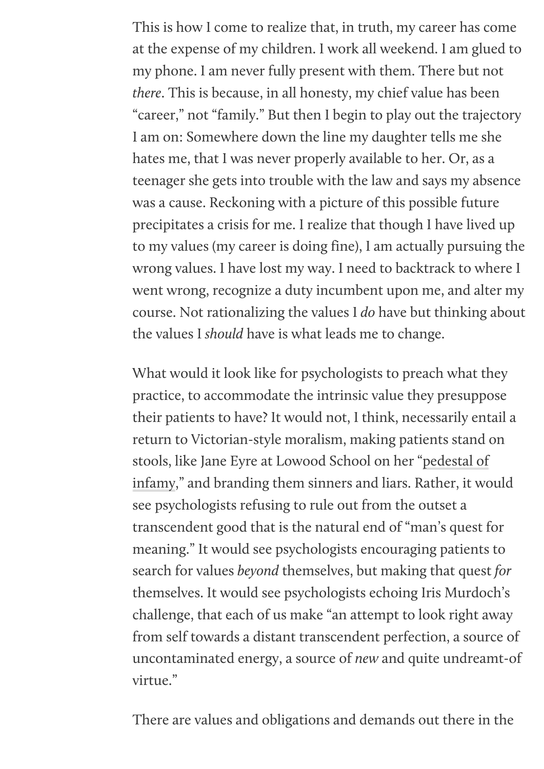This is how I come to realize that, in truth, my career has come at the expense of my children. I work all weekend. I am glued to my phone. I am never fully present with them. There but not *there*. This is because, in all honesty, my chief value has been "career," not "family." But then I begin to play out the trajectory I am on: Somewhere down the line my daughter tells me she hates me, that I was never properly available to her. Or, as a teenager she gets into trouble with the law and says my absence was a cause. Reckoning with a picture of this possible future precipitates a crisis for me. I realize that though I have lived up to my values (my career is doing fine), I am actually pursuing the wrong values. I have lost my way. I need to backtrack to where I went wrong, recognize a duty incumbent upon me, and alter my course. Not rationalizing the values I *do* have but thinking about the values I *should* have is what leads me to change.

What would it look like for psychologists to preach what they practice, to accommodate the intrinsic value they presuppose their patients to have? It would not, I think, necessarily entail a return to Victorian-style moralism, making patients stand on stools, like Jane Eyre at Lowood School on her "pedestal of infamy," and branding them sinners and liars. Rather, it would see psychologists refusing to rule out from the outset a transcendent good that is the natural end of "man's quest for meaning." It would see psychologists encouraging patients to search for values *beyond* themselves, but making that quest *for* themselves. It would see psychologists echoing Iris Murdoch's challenge, that each of us make "an attempt to look right away from self towards a distant transcendent perfection, a source of uncontaminated energy, a source of *new* and quite undreamt-of virtue."

There are values and obligations and demands out there in the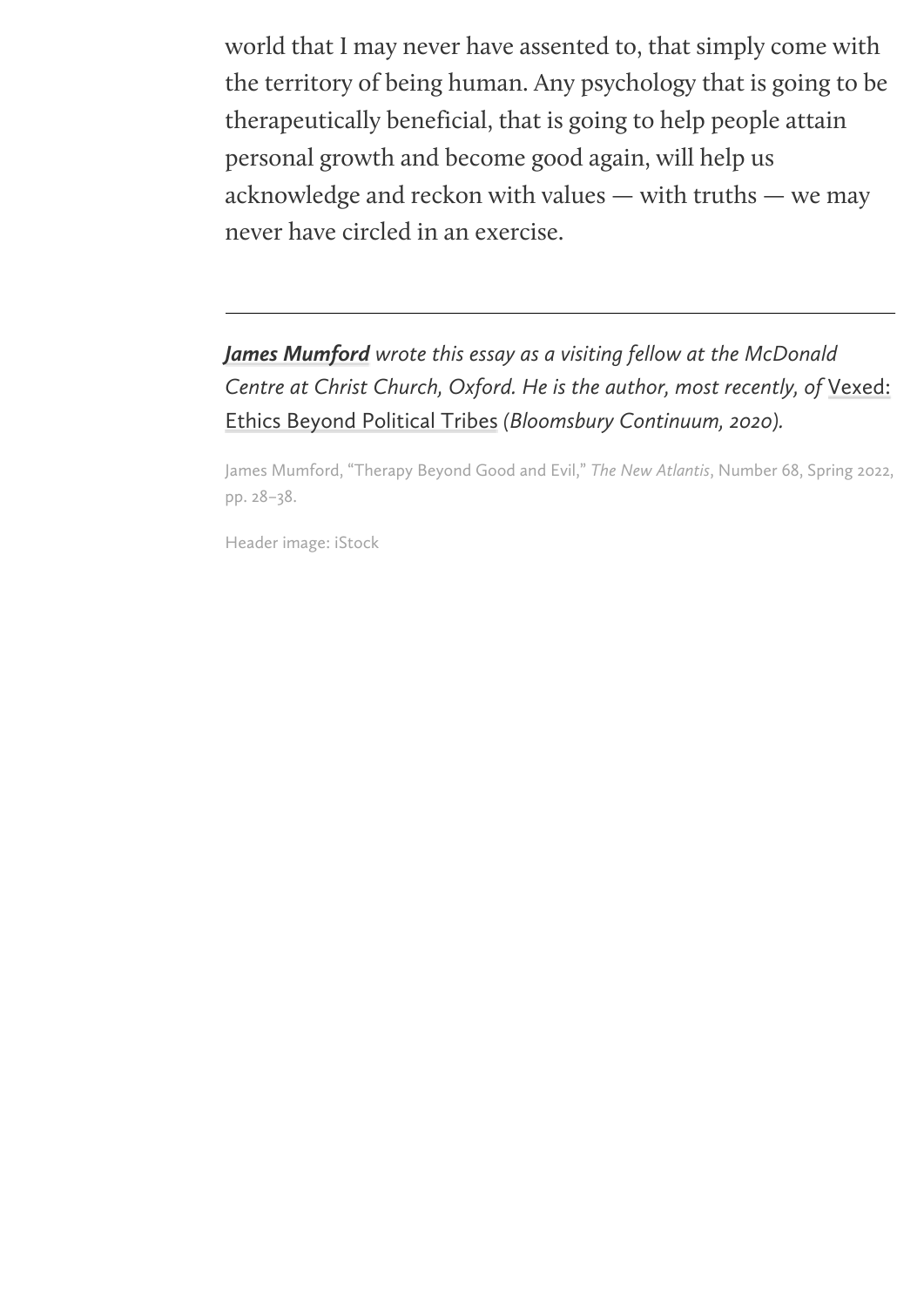world that I may never have assented to, that simply come with the territory of being human. Any psychology that is going to be therapeutically beneficial, that is going to help people attain personal growth and become good again, will help us acknowledge and reckon with values — with truths — we may never have circled in an exercise.

---

***James Mumford*** *wrote this essay as a visiting fellow at the McDonald Centre at Christ Church, Oxford. He is the author, most recently, of* Vexed: Ethics Beyond Political Tribes *(Bloomsbury Continuum, 2020).*

James Mumford, "Therapy Beyond Good and Evil," *The New Atlantis*, Number 68, Spring 2022, pp. 28–38.

Header image: iStock